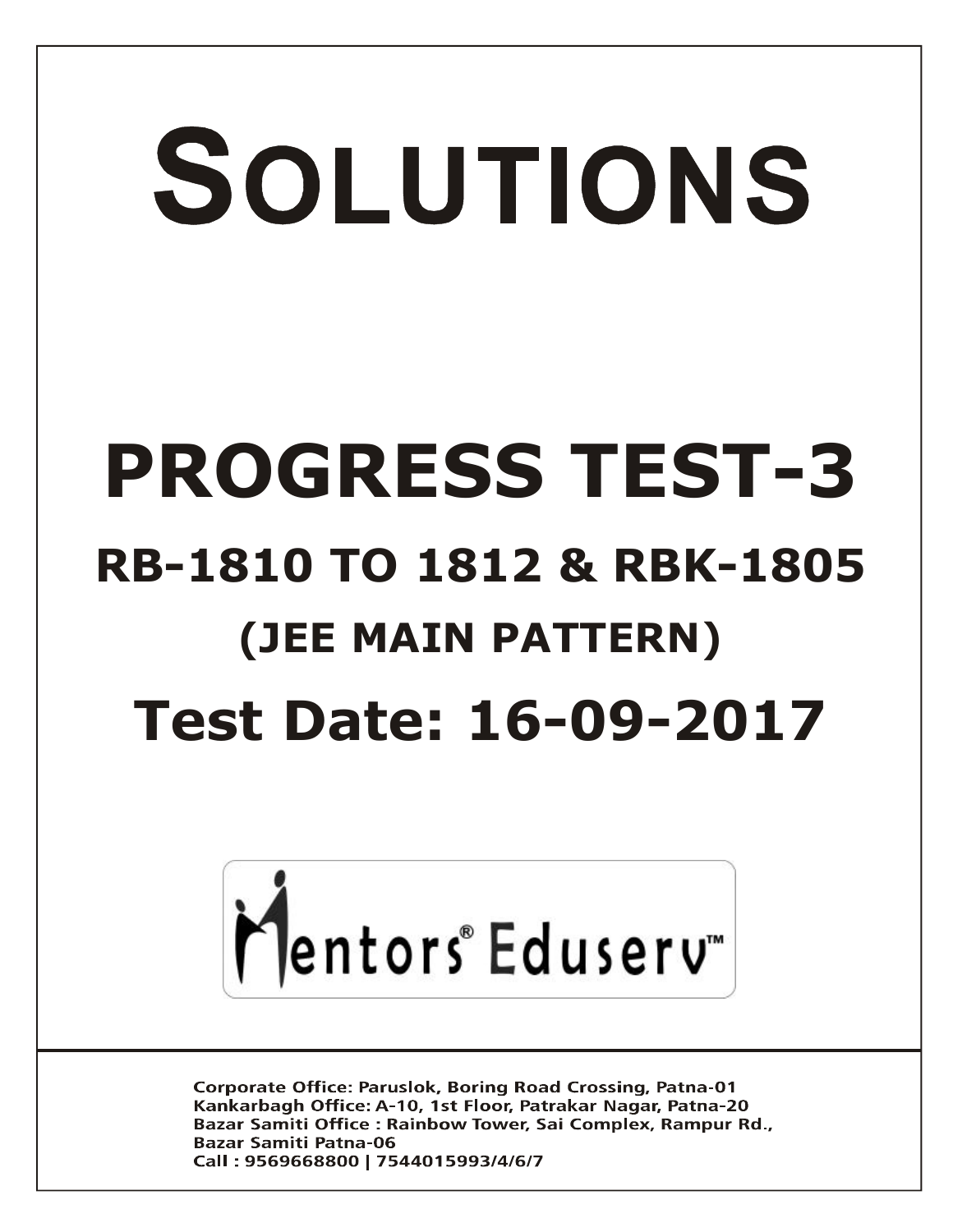# SOLUTIONS

# PROGRESS TEST-3

## RB-1810 TO 1812 & RBK-1805

## (JEE MAIN PATTERN)

## Test Date: 16-09-2017

Mentors® Eduserv™

Corporate Office: Paruslok, Boring Road Crossing, Patna-01
Kankarbagh Office: A-10, 1st Floor, Patrakar Nagar, Patna-20
Bazar Samiti Office : Rainbow Tower, Sai Complex, Rampur Rd., Bazar Samiti Patna-06
Call : 9569668800 | 7544015993/4/6/7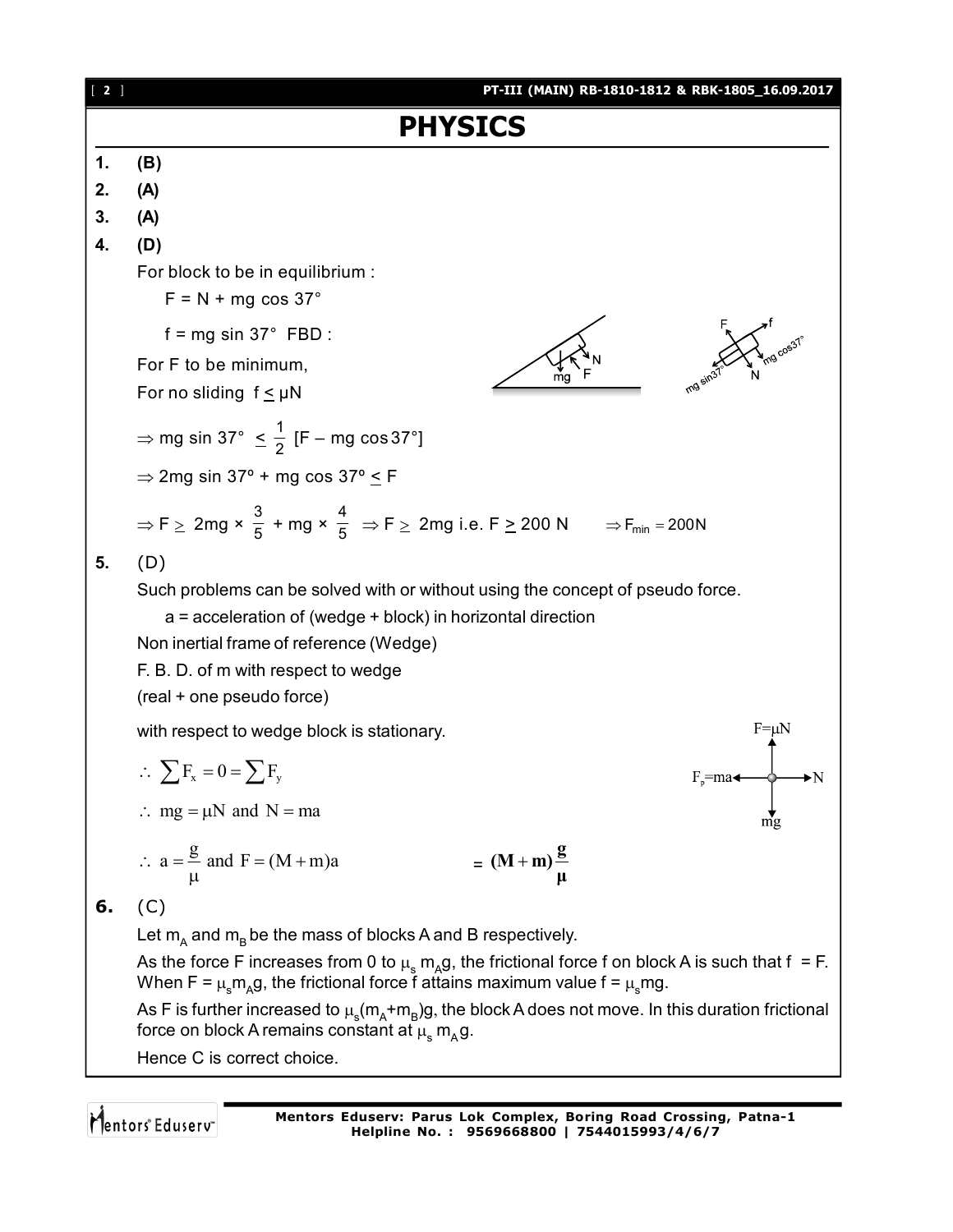# PHYSICS

**1.** **(B)**

**2.** **(A)**

**3.** **(A)**

**4.** **(D)**

For block to be in equilibrium :

$F = N + mg \cos 37°$

$f = mg \sin 37°$ FBD :

For F to be minimum,

For no sliding $f \le \mu N$

$\Rightarrow mg \sin 37° \le \frac{1}{2} [F - mg \cos 37°]$

$\Rightarrow 2mg \sin 37° + mg \cos 37° \le F$

$\Rightarrow F \ge 2mg \times \frac{3}{5} + mg \times \frac{4}{5} \Rightarrow F \ge 2mg$ i.e. $F \ge 200$ N $\quad \Rightarrow F_{min} = 200N$

**5.** (D)

Such problems can be solved with or without using the concept of pseudo force.

a = acceleration of (wedge + block) in horizontal direction

Non inertial frame of reference (Wedge)

F. B. D. of m with respect to wedge

(real + one pseudo force)

with respect to wedge block is stationary.

$\therefore \sum F_x = 0 = \sum F_y$

$\therefore mg = \mu N$ and $N = ma$

$\therefore a = \frac{g}{\mu}$ and $F = (M+m)a \quad = \mathbf{(M+m)\frac{g}{\mu}}$

**6.** (C)

Let $m_A$ and $m_B$ be the mass of blocks A and B respectively.

As the force F increases from 0 to $\mu_s m_A g$, the frictional force f on block A is such that f = F. When $F = \mu_s m_A g$, the frictional force f attains maximum value $f = \mu_s mg$.

As F is further increased to $\mu_s(m_A+m_B)g$, the block A does not move. In this duration frictional force on block A remains constant at $\mu_s m_A g$.

Hence C is correct choice.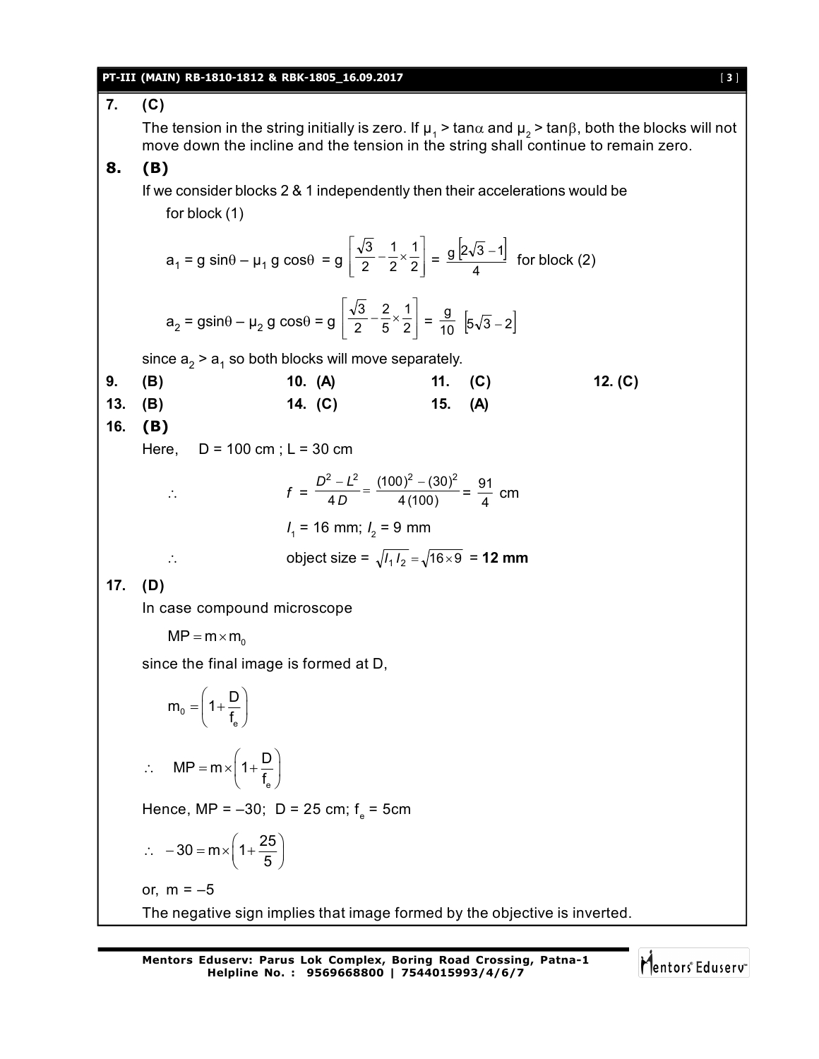**7. (C)**

The tension in the string initially is zero. If $\mu_1 > \tan\alpha$ and $\mu_2 > \tan\beta$, both the blocks will not move down the incline and the tension in the string shall continue to remain zero.

**8. (B)**

If we consider blocks 2 & 1 independently then their accelerations would be

for block (1)

$$a_1 = g\sin\theta - \mu_1 g\cos\theta = g\left[\frac{\sqrt{3}}{2} - \frac{1}{2}\times\frac{1}{2}\right] = \frac{g\left[2\sqrt{3}-1\right]}{4}$$ for block (2)

$$a_2 = g\sin\theta - \mu_2 g\cos\theta = g\left[\frac{\sqrt{3}}{2} - \frac{2}{5}\times\frac{1}{2}\right] = \frac{g}{10}\left[5\sqrt{3}-2\right]$$

since $a_2 > a_1$ so both blocks will move separately.

**9. (B)** **10. (A)** **11. (C)** **12. (C)**

**13. (B)** **14. (C)** **15. (A)**

**16. (B)**

Here, D = 100 cm ; L = 30 cm

$$\therefore \quad f = \frac{D^2 - L^2}{4D} = \frac{(100)^2 - (30)^2}{4(100)} = \frac{91}{4} \text{ cm}$$

$I_1$ = 16 mm; $I_2$ = 9 mm

$$\therefore \quad \text{object size} = \sqrt{I_1 I_2} = \sqrt{16\times 9} = \textbf{12 mm}$$

**17. (D)**

In case compound microscope

$$MP = m \times m_0$$

since the final image is formed at D,

$$m_0 = \left(1 + \frac{D}{f_e}\right)$$

$$\therefore \quad MP = m \times \left(1 + \frac{D}{f_e}\right)$$

Hence, MP = –30; D = 25 cm; $f_e$ = 5cm

$$\therefore \quad -30 = m \times \left(1 + \frac{25}{5}\right)$$

or, m = –5

The negative sign implies that image formed by the objective is inverted.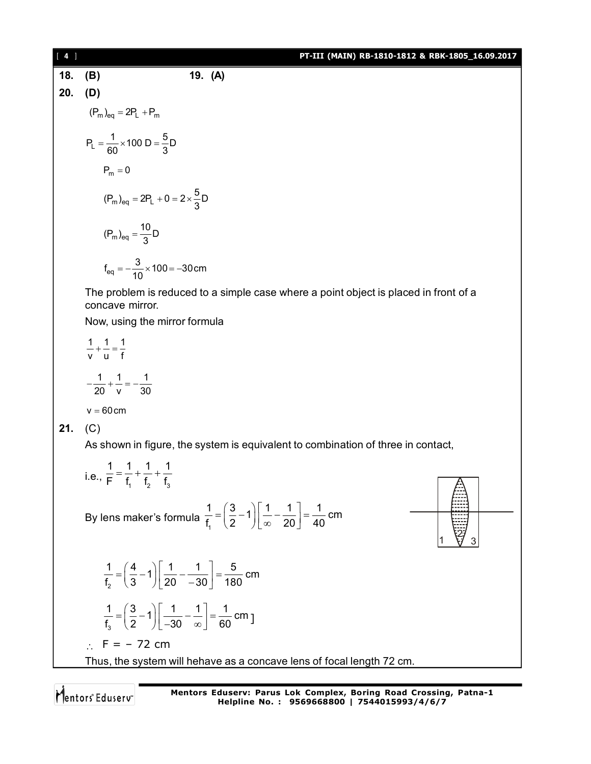**18.** **(B)** **19.** **(A)**

**20.** **(D)**

$(P_m)_{eq} = 2P_L + P_m$

$P_L = \frac{1}{60} \times 100\text{ D} = \frac{5}{3}\text{D}$

$P_m = 0$

$(P_m)_{eq} = 2P_L + 0 = 2 \times \frac{5}{3}\text{D}$

$(P_m)_{eq} = \frac{10}{3}\text{D}$

$f_{eq} = -\frac{3}{10} \times 100 = -30\text{cm}$

The problem is reduced to a simple case where a point object is placed in front of a concave mirror.

Now, using the mirror formula

$\frac{1}{v} + \frac{1}{u} = \frac{1}{f}$

$-\frac{1}{20} + \frac{1}{v} = -\frac{1}{30}$

$v = 60\text{cm}$

**21.** (C)

As shown in figure, the system is equivalent to combination of three in contact,

i.e., $\frac{1}{F} = \frac{1}{f_1} + \frac{1}{f_2} + \frac{1}{f_3}$

By lens maker's formula $\frac{1}{f_1} = \left(\frac{3}{2} - 1\right)\left[\frac{1}{\infty} - \frac{1}{20}\right] = \frac{1}{40}$ cm

$\frac{1}{f_2} = \left(\frac{4}{3} - 1\right)\left[\frac{1}{20} - \frac{1}{-30}\right] = \frac{5}{180}$ cm

$\frac{1}{f_3} = \left(\frac{3}{2} - 1\right)\left[\frac{1}{-30} - \frac{1}{\infty}\right] = \frac{1}{60}$ cm ]

$\therefore$ F = – 72 cm

Thus, the system will hehave as a concave lens of focal length 72 cm.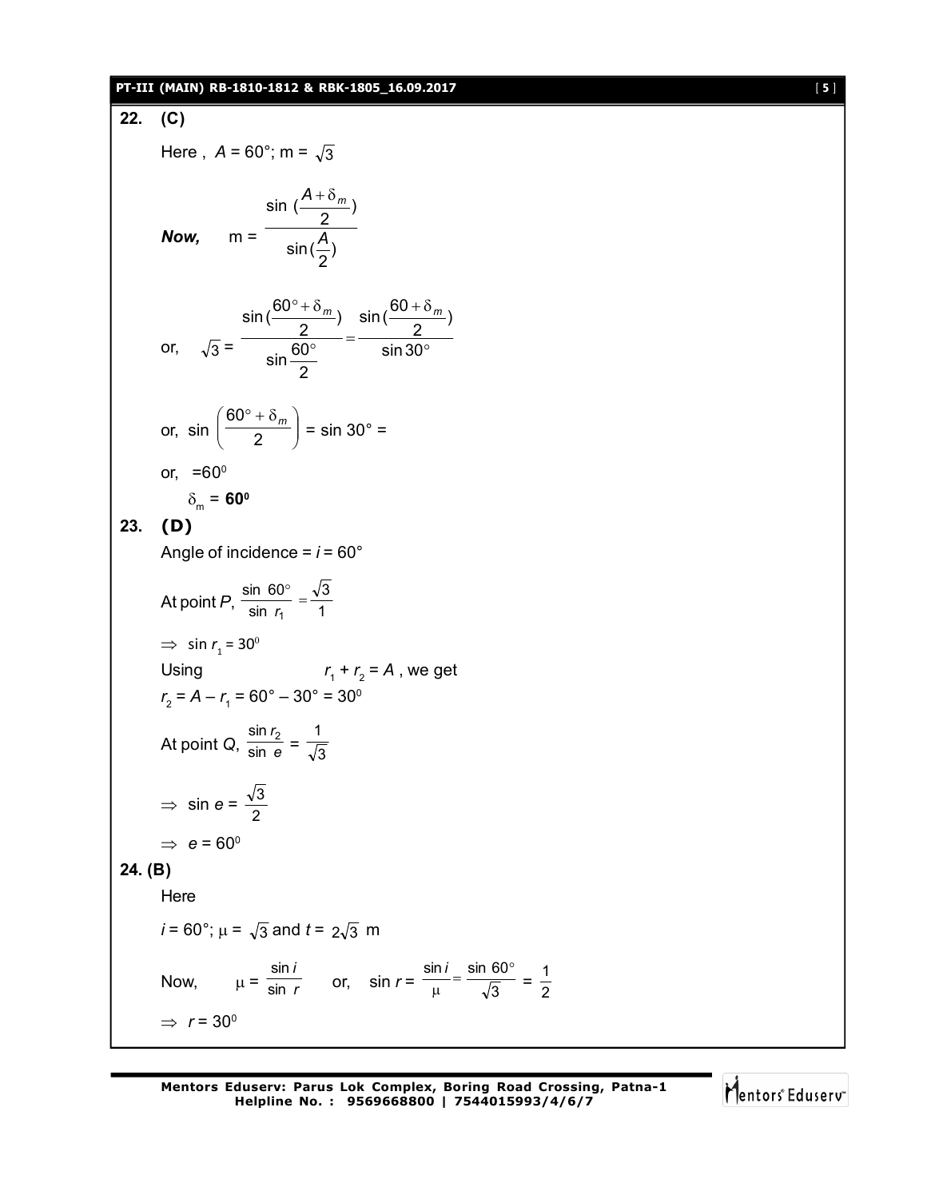**22. (C)**

Here , $A = 60°$; m = $\sqrt{3}$

***Now,*** m = $\dfrac{\sin\left(\dfrac{A+\delta_m}{2}\right)}{\sin\left(\dfrac{A}{2}\right)}$

or, $\sqrt{3}$ = $\dfrac{\sin\left(\dfrac{60°+\delta_m}{2}\right)}{\sin\dfrac{60°}{2}} = \dfrac{\sin\left(\dfrac{60+\delta_m}{2}\right)}{\sin 30°}$

or, $\sin\left(\dfrac{60°+\delta_m}{2}\right)$ = sin 30° =

or, $=60^0$

$\delta_m$ = **$60^0$**

**23. (D)**

Angle of incidence = $i$ = 60°

At point $P$, $\dfrac{\sin\ 60°}{\sin\ r_1} = \dfrac{\sqrt{3}}{1}$

$\Rightarrow \sin r_1 = 30^0$

Using $r_1 + r_2 = A$ , we get

$r_2 = A - r_1 = 60° - 30° = 30^0$

At point $Q$, $\dfrac{\sin r_2}{\sin\ e} = \dfrac{1}{\sqrt{3}}$

$\Rightarrow \sin e = \dfrac{\sqrt{3}}{2}$

$\Rightarrow e = 60^0$

**24. (B)**

Here

$i = 60°$; $\mu = \sqrt{3}$ and $t = 2\sqrt{3}$ m

Now, $\mu = \dfrac{\sin i}{\sin\ r}$ or, $\sin r = \dfrac{\sin i}{\mu} = \dfrac{\sin\ 60°}{\sqrt{3}} = \dfrac{1}{2}$

$\Rightarrow r = 30^0$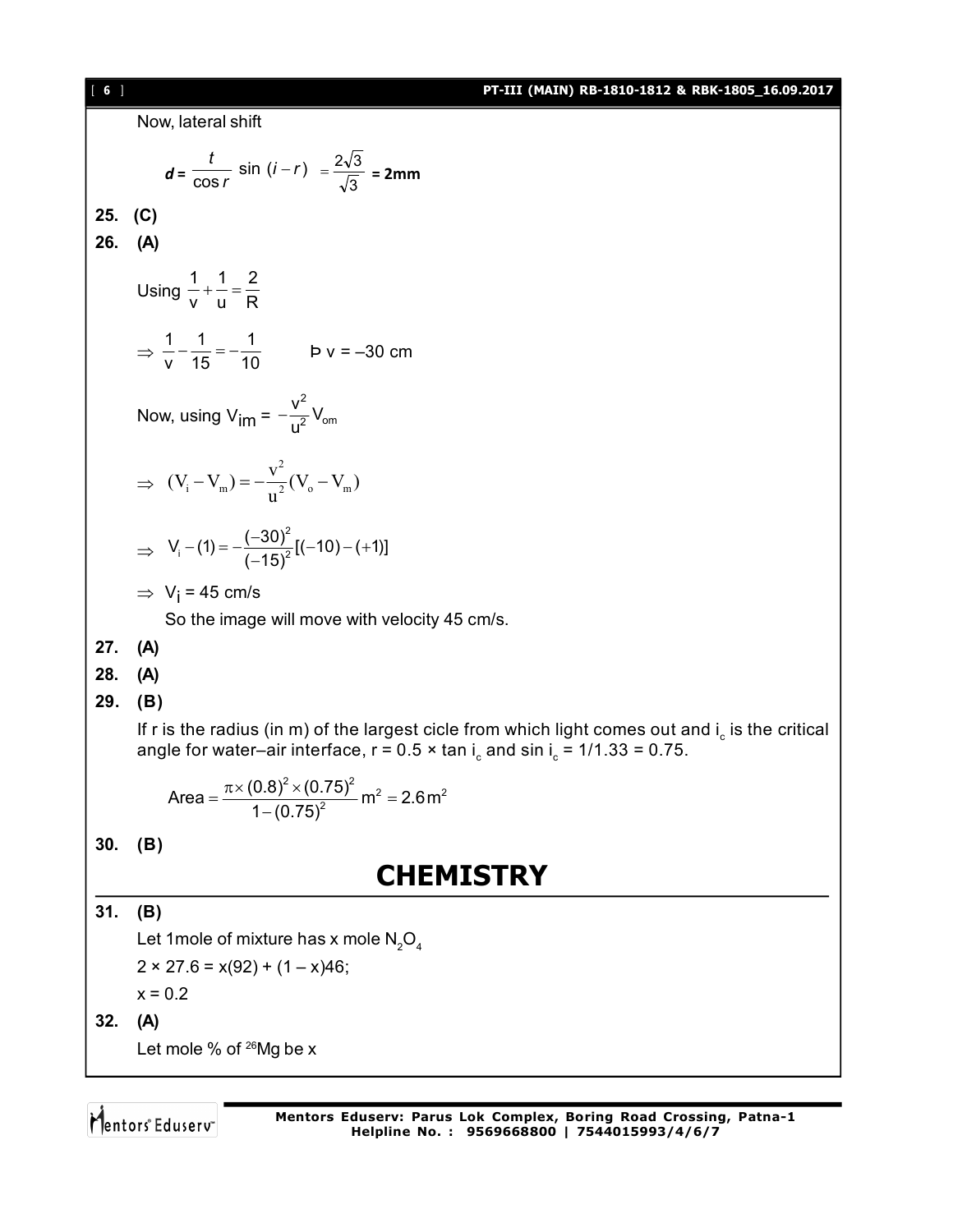Now, lateral shift

$$d = \frac{t}{\cos r} \sin(i - r) = \frac{2\sqrt{3}}{\sqrt{3}} = \textbf{2mm}$$

**25. (C)**

**26. (A)**

Using $\frac{1}{v} + \frac{1}{u} = \frac{2}{R}$

$\Rightarrow \frac{1}{v} - \frac{1}{15} = -\frac{1}{10}$ Þ v = –30 cm

Now, using $V_{im} = -\frac{v^2}{u^2} V_{om}$

$\Rightarrow (V_i - V_m) = -\frac{v^2}{u^2}(V_o - V_m)$

$\Rightarrow V_i - (1) = -\frac{(-30)^2}{(-15)^2}[(-10) - (+1)]$

$\Rightarrow V_i = 45$ cm/s

So the image will move with velocity 45 cm/s.

**27. (A)**

**28. (A)**

**29. (B)**

If r is the radius (in m) of the largest cicle from which light comes out and $i_c$ is the critical angle for water–air interface, r = 0.5 × tan $i_c$ and sin $i_c$ = 1/1.33 = 0.75.

$$\text{Area} = \frac{\pi \times (0.8)^2 \times (0.75)^2}{1 - (0.75)^2} m^2 = 2.6 m^2$$

**30. (B)**

# CHEMISTRY

**31. (B)**

Let 1mole of mixture has x mole $N_2O_4$

2 × 27.6 = x(92) + (1 – x)46;

x = 0.2

**32. (A)**

Let mole % of $^{26}$Mg be x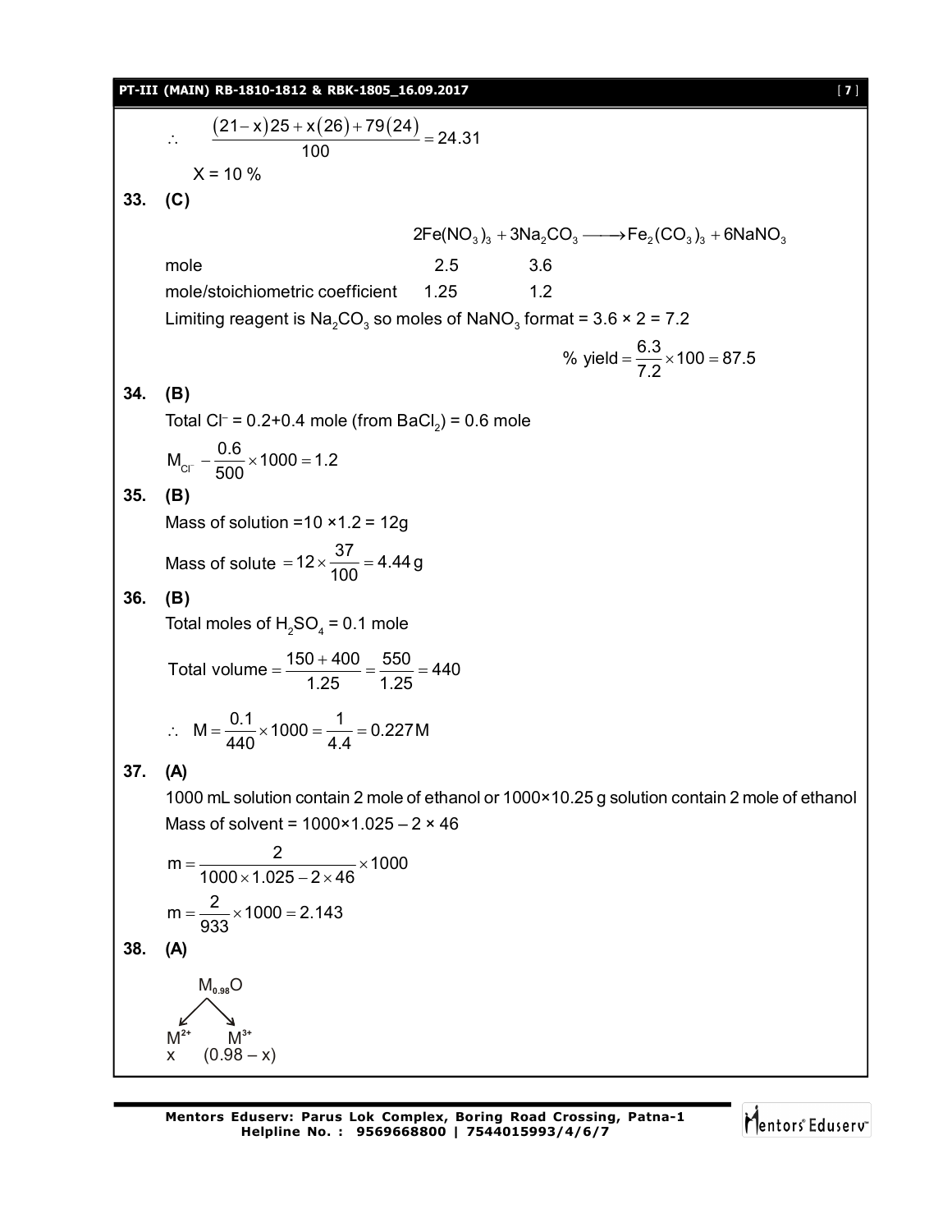$$\therefore \quad \frac{(21-x)25+x(26)+79(24)}{100}=24.31$$

X = 10 %

**33. (C)**

$$2Fe(NO_3)_3 + 3Na_2CO_3 \longrightarrow Fe_2(CO_3)_3 + 6NaNO_3$$

| | $2Fe(NO_3)_3$ | $3Na_2CO_3$ |
|---|---|---|
| mole | 2.5 | 3.6 |
| mole/stoichiometric coefficient | 1.25 | 1.2 |

Limiting reagent is $Na_2CO_3$ so moles of $NaNO_3$ format = 3.6 × 2 = 7.2

$$\% \text{ yield} = \frac{6.3}{7.2}\times 100 = 87.5$$

**34. (B)**

Total $Cl^-$ = 0.2+0.4 mole (from $BaCl_2$) = 0.6 mole

$$M_{Cl^-} - \frac{0.6}{500}\times 1000 = 1.2$$

**35. (B)**

Mass of solution =10 ×1.2 = 12g

$$\text{Mass of solute } = 12\times\frac{37}{100} = 4.44\,g$$

**36. (B)**

Total moles of $H_2SO_4$ = 0.1 mole

$$\text{Total volume} = \frac{150+400}{1.25} = \frac{550}{1.25} = 440$$

$$\therefore \quad M = \frac{0.1}{440}\times 1000 = \frac{1}{4.4} = 0.227\,M$$

**37. (A)**

1000 mL solution contain 2 mole of ethanol or 1000×10.25 g solution contain 2 mole of ethanol

Mass of solvent = 1000×1.025 – 2 × 46

$$m = \frac{2}{1000\times 1.025 - 2\times 46}\times 1000$$

$$m = \frac{2}{933}\times 1000 = 2.143$$

**38. (A)**

$M_{0.98}O$

$M^{2+}$ → x

$M^{3+}$ → (0.98 – x)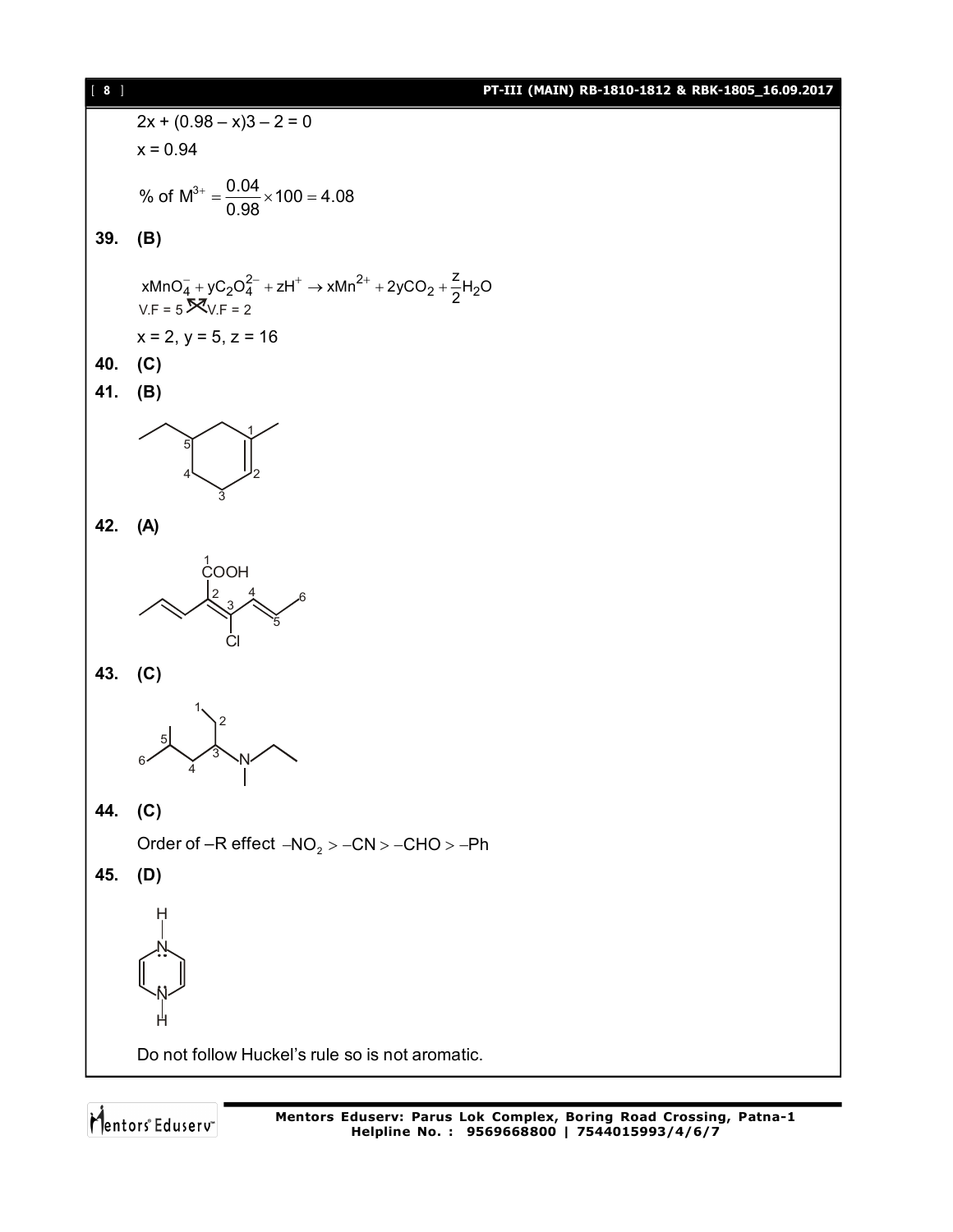$$2x + (0.98 - x)3 - 2 = 0$$

$$x = 0.94$$

$$\% \text{ of } M^{3+} = \frac{0.04}{0.98} \times 100 = 4.08$$

**39. (B)**

$$xMnO_4^- + yC_2O_4^{2-} + zH^+ \rightarrow xMn^{2+} + 2yCO_2 + \frac{z}{2}H_2O$$

V.F = 5, V.F = 2

$x = 2$, $y = 5$, $z = 16$

**40. (C)**

**41. (B)**

**42. (A)**

**43. (C)**

**44. (C)**

Order of –R effect $-NO_2 > -CN > -CHO > -Ph$

**45. (D)**

Do not follow Huckel's rule so is not aromatic.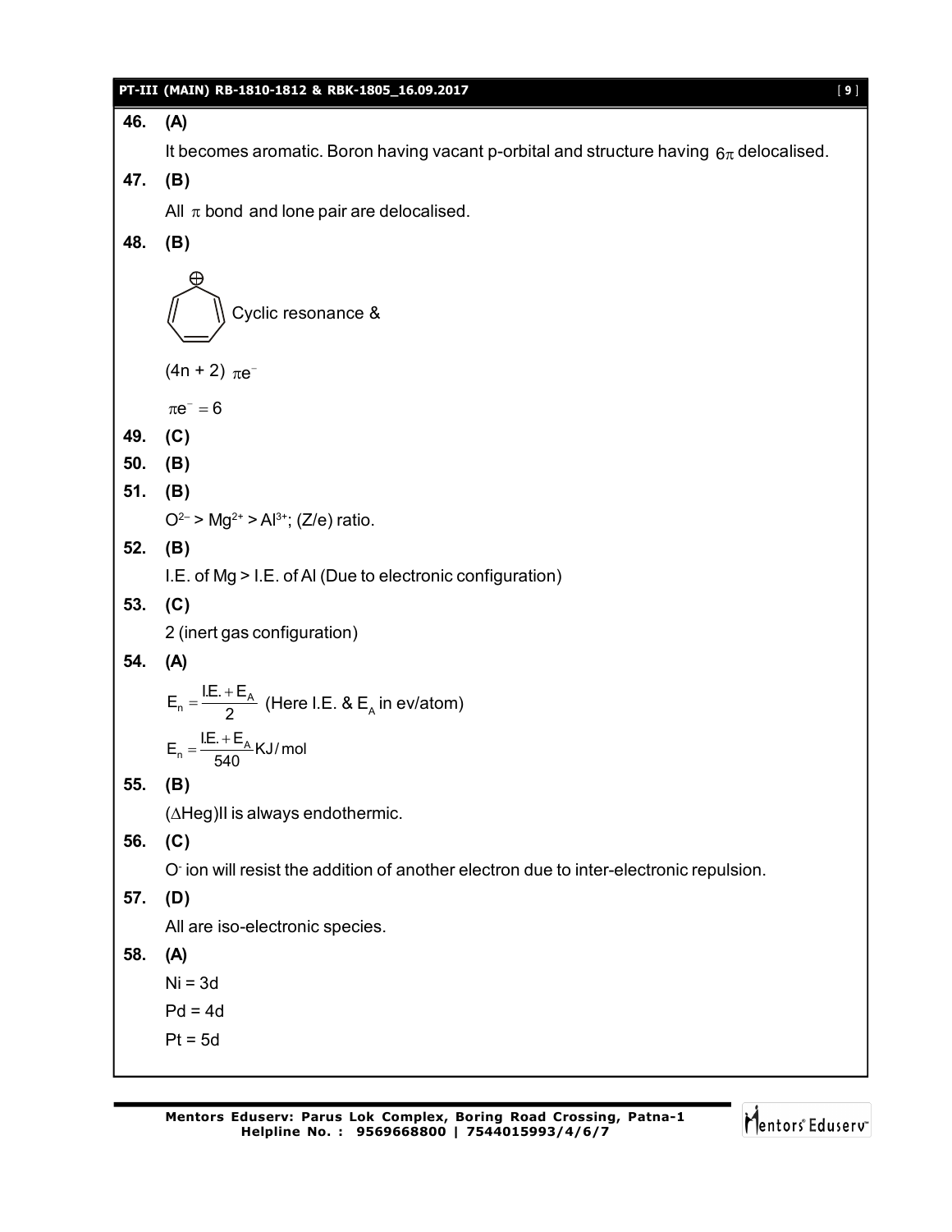**46. (A)**

It becomes aromatic. Boron having vacant p-orbital and structure having $6\pi$ delocalised.

**47. (B)**

All $\pi$ bond and lone pair are delocalised.

**48. (B)**

Cyclic resonance &

$(4n + 2)\ \pi e^-$

$\pi e^- = 6$

**49. (C)**

**50. (B)**

**51. (B)**

$O^{2-} > Mg^{2+} > Al^{3+}$; (Z/e) ratio.

**52. (B)**

I.E. of Mg > I.E. of Al (Due to electronic configuration)

**53. (C)**

2 (inert gas configuration)

**54. (A)**

$E_n = \frac{I.E. + E_A}{2}$ (Here I.E. & $E_A$ in ev/atom)

$E_n = \frac{I.E. + E_A}{540} KJ/mol$

**55. (B)**

$(\Delta Heg)II$ is always endothermic.

**56. (C)**

$O^-$ ion will resist the addition of another electron due to inter-electronic repulsion.

**57. (D)**

All are iso-electronic species.

**58. (A)**

Ni = 3d

Pd = 4d

Pt = 5d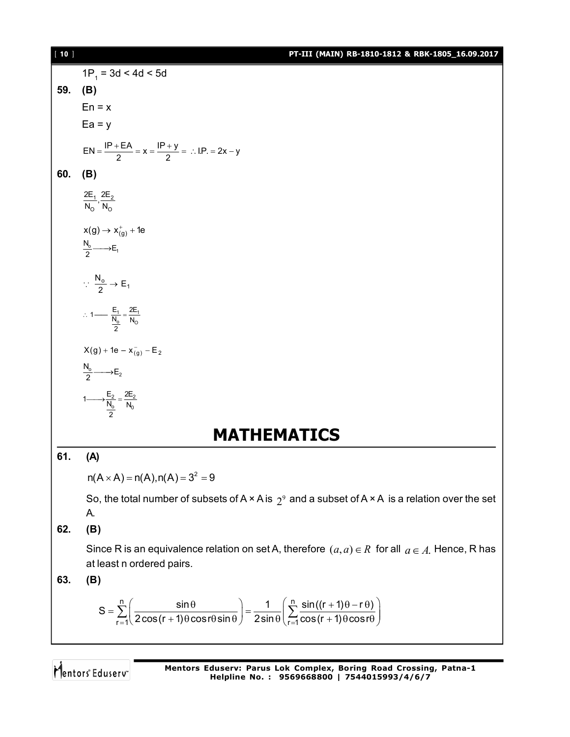$1P_1 = 3d < 4d < 5d$

**59. (B)**

$En = x$

$Ea = y$

$EN = \frac{IP + EA}{2} = x = \frac{IP + y}{2} = \therefore I.P. = 2x - y$

**60. (B)**

$\frac{2E_1}{N_O}, \frac{2E_2}{N_O}$

$x(g) \to x^+_{(g)} + 1e$

$\frac{N_o}{2} \longrightarrow E_1$

$\because \frac{N_o}{2} \to E_1$

$\therefore 1 —— \frac{E_1}{\frac{N_o}{2}} = \frac{2E_1}{N_O}$

$X(g) + 1e - x^-_{(g)} - E_2$

$\frac{N_o}{2} \longrightarrow E_2$

$1 \longrightarrow \frac{E_2}{\frac{N_o}{2}} = \frac{2E_2}{N_0}$

# MATHEMATICS

**61. (A)**

$n(A \times A) = n(A), n(A) = 3^2 = 9$

So, the total number of subsets of A × A is $2^9$ and a subset of A × A is a relation over the set A.

**62. (B)**

Since R is an equivalence relation on set A, therefore $(a, a) \in R$ for all $a \in A$. Hence, R has at least n ordered pairs.

**63. (B)**

$$S = \sum_{r=1}^{n} \left( \frac{\sin\theta}{2\cos(r+1)\theta \cos r\theta \sin\theta} \right) = \frac{1}{2\sin\theta} \left( \sum_{r=1}^{n} \frac{\sin((r+1)\theta - r\theta)}{\cos(r+1)\theta \cos r\theta} \right)$$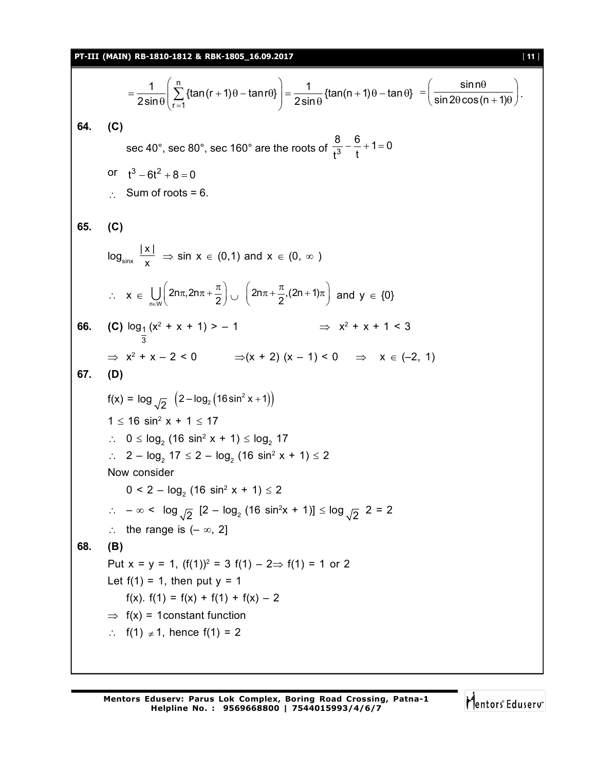$$= \frac{1}{2\sin\theta}\left(\sum_{r=1}^{n}\{\tan(r+1)\theta - \tan r\theta\}\right) = \frac{1}{2\sin\theta}\{\tan(n+1)\theta - \tan\theta\} = \left(\frac{\sin n\theta}{\sin 2\theta\cos(n+1)\theta}\right).$$

**64. (C)**

sec 40°, sec 80°, sec 160° are the roots of $\frac{8}{t^3} - \frac{6}{t} + 1 = 0$

or $t^3 - 6t^2 + 8 = 0$

$\therefore$ Sum of roots = 6.

**65. (C)**

$\log_{\sin x} \frac{|x|}{x} \Rightarrow \sin x \in (0,1)$ and $x \in (0, \infty)$

$\therefore\ x \in \bigcup_{n \in W}\left(2n\pi, 2n\pi + \frac{\pi}{2}\right) \cup \left(2n\pi + \frac{\pi}{2}, (2n+1)\pi\right)$ and $y \in \{0\}$

**66. (C)** $\log_{\frac{1}{3}}(x^2 + x + 1) > -1 \qquad \Rightarrow\ x^2 + x + 1 < 3$

$\Rightarrow\ x^2 + x - 2 < 0 \qquad \Rightarrow (x+2)(x-1) < 0 \quad \Rightarrow\ x \in (-2, 1)$

**67. (D)**

$f(x) = \log_{\sqrt{2}}\left(2 - \log_2\left(16\sin^2 x + 1\right)\right)$

$1 \le 16\sin^2 x + 1 \le 17$

$\therefore\ 0 \le \log_2(16\sin^2 x + 1) \le \log_2 17$

$\therefore\ 2 - \log_2 17 \le 2 - \log_2(16\sin^2 x + 1) \le 2$

Now consider

$0 < 2 - \log_2(16\sin^2 x + 1) \le 2$

$\therefore\ -\infty < \log_{\sqrt{2}}[2 - \log_2(16\sin^2 x + 1)] \le \log_{\sqrt{2}} 2 = 2$

$\therefore$ the range is $(-\infty, 2]$

**68. (B)**

Put x = y = 1, $(f(1))^2 = 3f(1) - 2 \Rightarrow f(1) = 1$ or 2

Let f(1) = 1, then put y = 1

$f(x).\ f(1) = f(x) + f(1) + f(x) - 2$

$\Rightarrow$ f(x) = 1constant function

$\therefore\ f(1) \ne 1$, hence f(1) = 2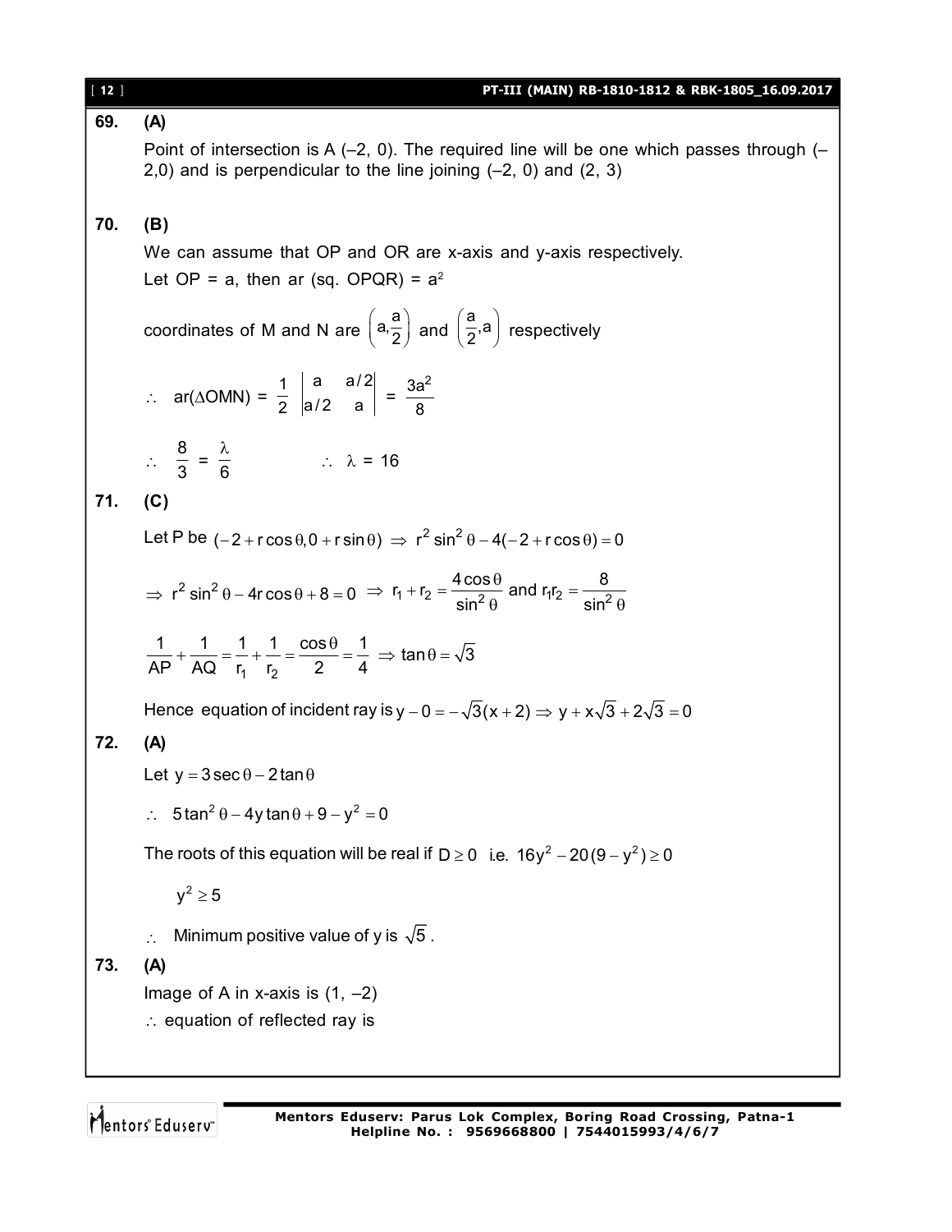**69. (A)**

Point of intersection is A (–2, 0). The required line will be one which passes through (–2,0) and is perpendicular to the line joining (–2, 0) and (2, 3)

**70. (B)**

We can assume that OP and OR are x-axis and y-axis respectively.

Let OP = a, then ar (sq. OPQR) = $a^2$

coordinates of M and N are $\left(a, \frac{a}{2}\right)$ and $\left(\frac{a}{2}, a\right)$ respectively

$\therefore$ ar($\Delta$OMN) = $\frac{1}{2}\begin{vmatrix} a & a/2 \\ a/2 & a \end{vmatrix} = \frac{3a^2}{8}$

$\therefore$ $\frac{8}{3} = \frac{\lambda}{6}$ $\quad\quad\quad \therefore$ $\lambda = 16$

**71. (C)**

Let P be $(-2 + r\cos\theta, 0 + r\sin\theta) \Rightarrow r^2\sin^2\theta - 4(-2 + r\cos\theta) = 0$

$\Rightarrow r^2\sin^2\theta - 4r\cos\theta + 8 = 0 \Rightarrow r_1 + r_2 = \frac{4\cos\theta}{\sin^2\theta}$ and $r_1 r_2 = \frac{8}{\sin^2\theta}$

$\frac{1}{AP} + \frac{1}{AQ} = \frac{1}{r_1} + \frac{1}{r_2} = \frac{\cos\theta}{2} = \frac{1}{4} \Rightarrow \tan\theta = \sqrt{3}$

Hence equation of incident ray is $y - 0 = -\sqrt{3}(x + 2) \Rightarrow y + x\sqrt{3} + 2\sqrt{3} = 0$

**72. (A)**

Let $y = 3\sec\theta - 2\tan\theta$

$\therefore$ $5\tan^2\theta - 4y\tan\theta + 9 - y^2 = 0$

The roots of this equation will be real if $D \geq 0$ i.e. $16y^2 - 20(9 - y^2) \geq 0$

$y^2 \geq 5$

$\therefore$ Minimum positive value of y is $\sqrt{5}$.

**73. (A)**

Image of A in x-axis is (1, –2)

$\therefore$ equation of reflected ray is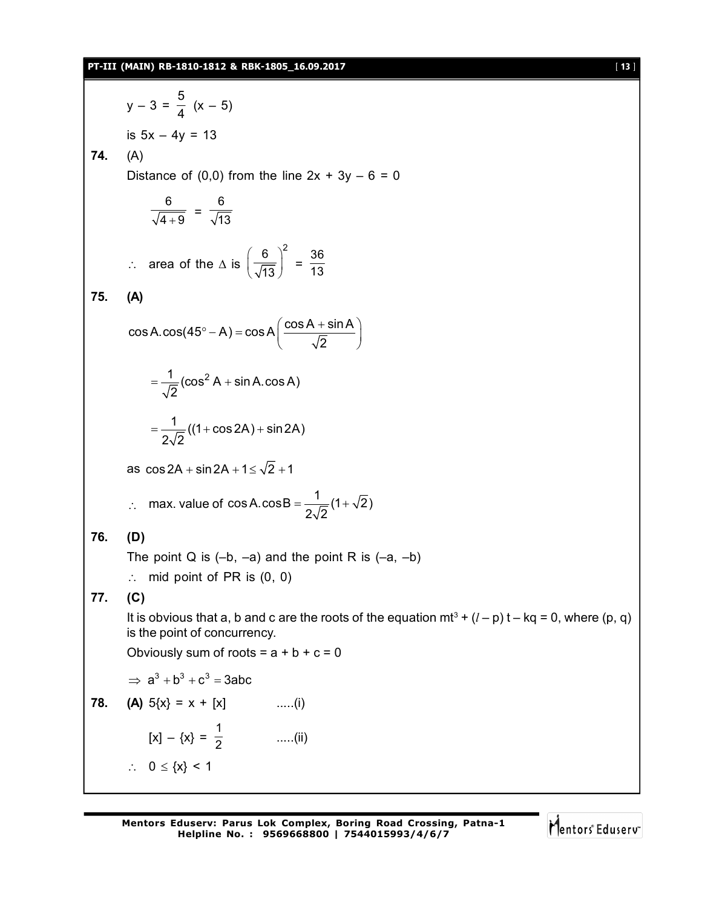$y - 3 = \frac{5}{4}(x - 5)$

is $5x - 4y = 13$

**74.** (A)

Distance of (0,0) from the line $2x + 3y - 6 = 0$

$$\frac{6}{\sqrt{4+9}} = \frac{6}{\sqrt{13}}$$

$\therefore$ area of the $\Delta$ is $\left(\frac{6}{\sqrt{13}}\right)^2 = \frac{36}{13}$

**75. (A)**

$$\cos A.\cos(45° - A) = \cos A\left(\frac{\cos A + \sin A}{\sqrt{2}}\right)$$

$$= \frac{1}{\sqrt{2}}(\cos^2 A + \sin A.\cos A)$$

$$= \frac{1}{2\sqrt{2}}((1 + \cos 2A) + \sin 2A)$$

as $\cos 2A + \sin 2A + 1 \leq \sqrt{2} + 1$

$\therefore$ max. value of $\cos A.\cos B = \frac{1}{2\sqrt{2}}(1 + \sqrt{2})$

**76. (D)**

The point Q is $(-b, -a)$ and the point R is $(-a, -b)$

$\therefore$ mid point of PR is (0, 0)

**77. (C)**

It is obvious that a, b and c are the roots of the equation $mt^3 + (l - p)t - kq = 0$, where (p, q) is the point of concurrency.

Obviously sum of roots = $a + b + c = 0$

$\Rightarrow a^3 + b^3 + c^3 = 3abc$

**78.** **(A)** $5\{x\} = x + [x]$ .....(i)

$[x] - \{x\} = \frac{1}{2}$ .....(ii)

$\therefore$ $0 \leq \{x\} < 1$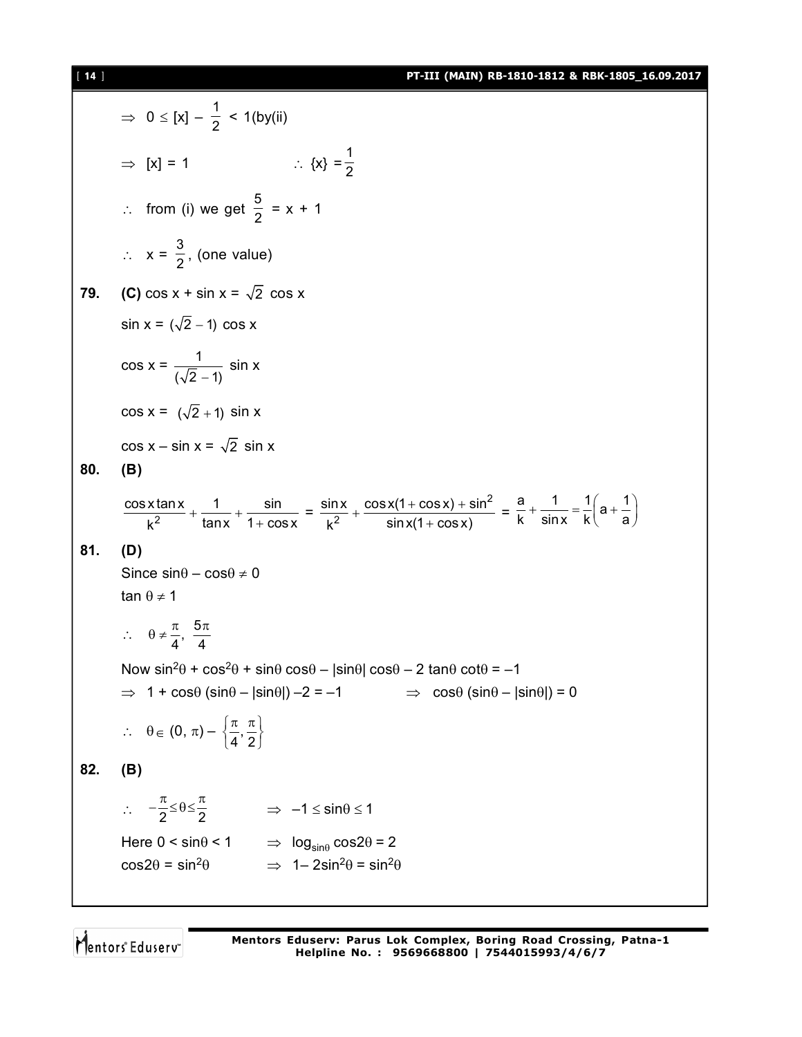$\Rightarrow\ 0 \le [x] - \frac{1}{2} < 1$(by(ii)

$\Rightarrow\ [x] = 1 \qquad\qquad \therefore\ \{x\} = \frac{1}{2}$

$\therefore$ from (i) we get $\frac{5}{2} = x + 1$

$\therefore\ x = \frac{3}{2}$, (one value)

**79.** **(C)** $\cos x + \sin x = \sqrt{2}\cos x$

$\sin x = (\sqrt{2} - 1)\cos x$

$\cos x = \frac{1}{(\sqrt{2}-1)}\sin x$

$\cos x = (\sqrt{2}+1)\sin x$

$\cos x - \sin x = \sqrt{2}\sin x$

**80.** **(B)**

$$\frac{\cos x \tan x}{k^2} + \frac{1}{\tan x} + \frac{\sin}{1+\cos x} = \frac{\sin x}{k^2} + \frac{\cos x(1+\cos x) + \sin^2}{\sin x(1+\cos x)} = \frac{a}{k} + \frac{1}{\sin x} = \frac{1}{k}\left(a + \frac{1}{a}\right)$$

**81.** **(D)**

Since $\sin\theta - \cos\theta \ne 0$

$\tan\theta \ne 1$

$\therefore\ \theta \ne \frac{\pi}{4}, \frac{5\pi}{4}$

Now $\sin^2\theta + \cos^2\theta + \sin\theta\cos\theta - |\sin\theta|\cos\theta - 2\tan\theta\cot\theta = -1$

$\Rightarrow\ 1 + \cos\theta(\sin\theta - |\sin\theta|) - 2 = -1 \qquad \Rightarrow\ \cos\theta(\sin\theta - |\sin\theta|) = 0$

$\therefore\ \theta \in (0, \pi) - \left\{\frac{\pi}{4}, \frac{\pi}{2}\right\}$

**82.** **(B)**

$\therefore\ -\frac{\pi}{2} \le \theta \le \frac{\pi}{2} \qquad \Rightarrow\ -1 \le \sin\theta \le 1$

Here $0 < \sin\theta < 1 \qquad \Rightarrow\ \log_{\sin\theta}\cos 2\theta = 2$

$\cos 2\theta = \sin^2\theta \qquad \Rightarrow\ 1 - 2\sin^2\theta = \sin^2\theta$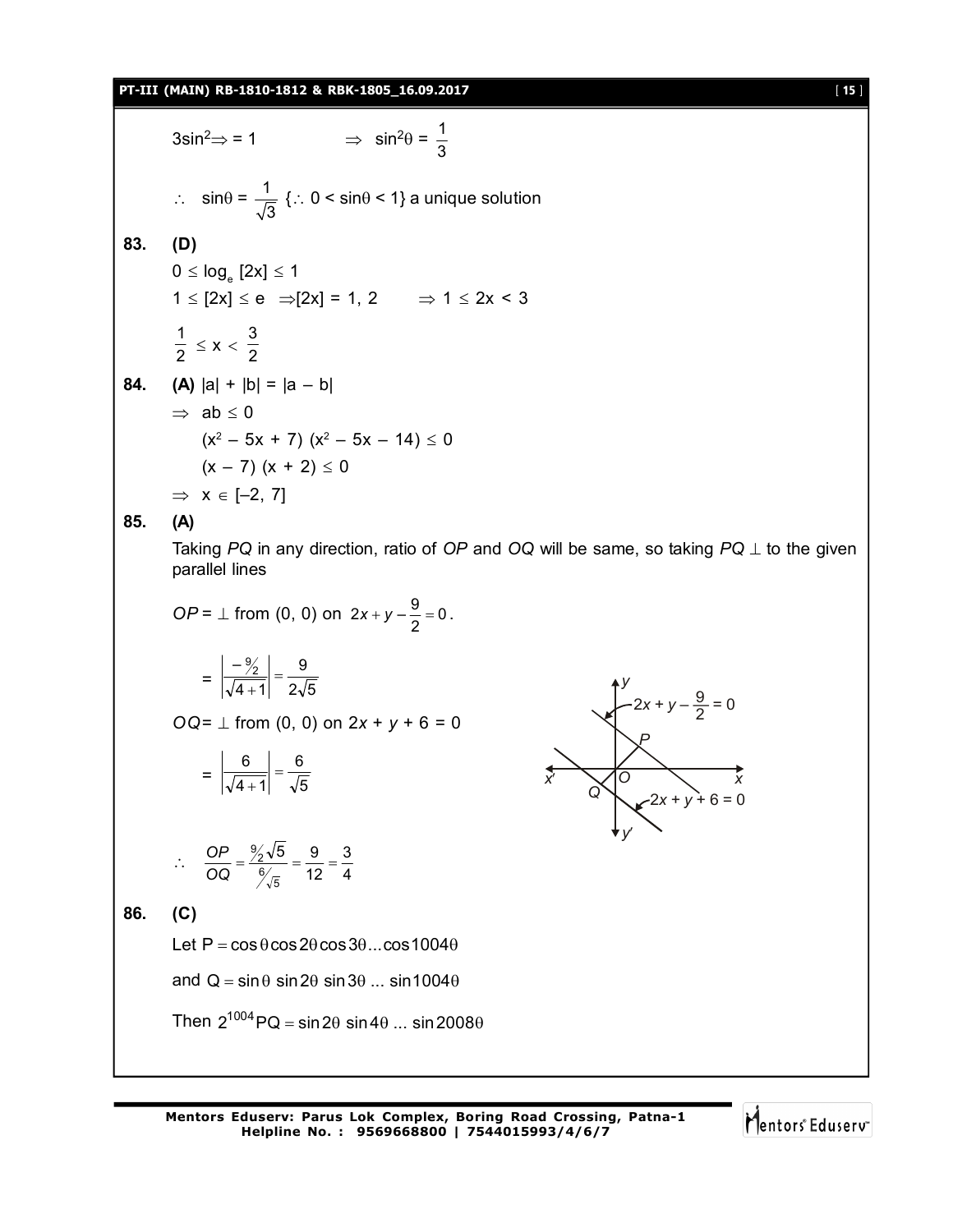$3\sin^2 \Rightarrow = 1$ $\Rightarrow$ $\sin^2\theta = \dfrac{1}{3}$

$\therefore$ $\sin\theta = \dfrac{1}{\sqrt{3}}$ {$\therefore$ $0 < \sin\theta < 1$} a unique solution

**83. (D)**

$0 \le \log_e [2x] \le 1$

$1 \le [2x] \le e$ $\Rightarrow [2x] = 1, 2$ $\Rightarrow 1 \le 2x < 3$

$\dfrac{1}{2} \le x < \dfrac{3}{2}$

**84. (A)** $|a| + |b| = |a - b|$

$\Rightarrow$ $ab \le 0$

$(x^2 - 5x + 7)(x^2 - 5x - 14) \le 0$

$(x - 7)(x + 2) \le 0$

$\Rightarrow$ $x \in [-2, 7]$

**85. (A)**

Taking *PQ* in any direction, ratio of *OP* and *OQ* will be same, so taking $PQ \perp$ to the given parallel lines

$OP = \perp$ from (0, 0) on $2x + y - \dfrac{9}{2} = 0$.

$= \left|\dfrac{-9/2}{\sqrt{4+1}}\right| = \dfrac{9}{2\sqrt{5}}$

$OQ = \perp$ from (0, 0) on $2x + y + 6 = 0$

$= \left|\dfrac{6}{\sqrt{4+1}}\right| = \dfrac{6}{\sqrt{5}}$

$\therefore$ $\dfrac{OP}{OQ} = \dfrac{9/2\sqrt{5}}{6/\sqrt{5}} = \dfrac{9}{12} = \dfrac{3}{4}$

**86. (C)**

Let $P = \cos\theta\cos2\theta\cos3\theta...\cos1004\theta$

and $Q = \sin\theta\ \sin2\theta\ \sin3\theta\ ...\ \sin1004\theta$

Then $2^{1004}PQ = \sin2\theta\ \sin4\theta\ ...\ \sin2008\theta$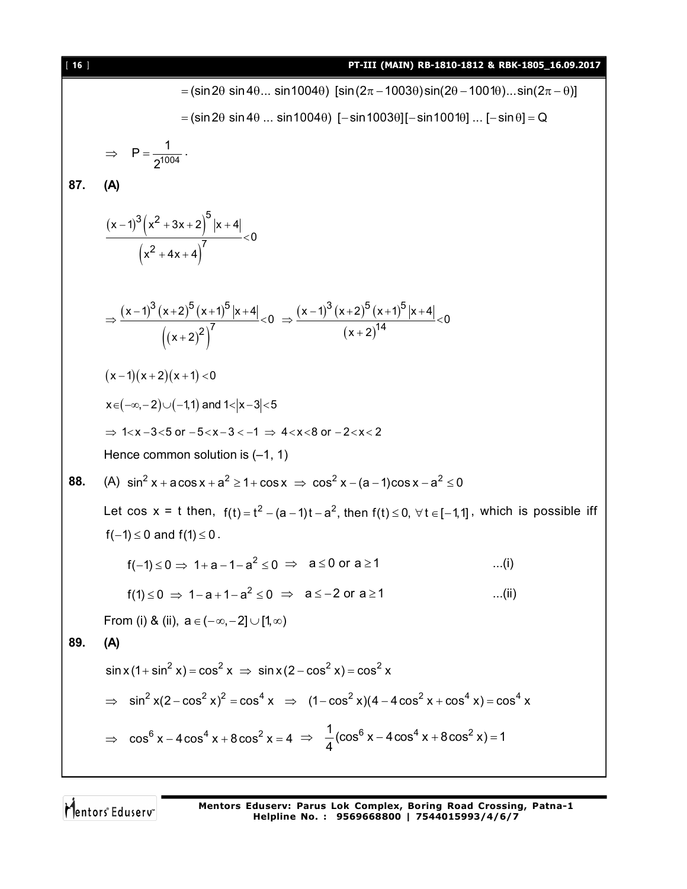$$= (\sin 2\theta \, \sin 4\theta ... \sin 1004\theta) \; [\sin(2\pi - 1003\theta)\sin(2\theta - 1001\theta)...\sin(2\pi - \theta)]$$

$$= (\sin 2\theta \, \sin 4\theta \, ... \, \sin 1004\theta) \; [-\sin 1003\theta][-\sin 1001\theta] \, ... \, [-\sin \theta] = Q$$

$$\Rightarrow \quad P = \frac{1}{2^{1004}}.$$

**87. (A)**

$$\frac{(x-1)^3 \left(x^2+3x+2\right)^5 |x+4|}{\left(x^2+4x+4\right)^7} < 0$$

$$\Rightarrow \frac{(x-1)^3 (x+2)^5 (x+1)^5 |x+4|}{\left((x+2)^2\right)^7} < 0 \Rightarrow \frac{(x-1)^3 (x+2)^5 (x+1)^5 |x+4|}{(x+2)^{14}} < 0$$

$(x-1)(x+2)(x+1) < 0$

$x \in (-\infty, -2) \cup (-1, 1)$ and $1 < |x-3| < 5$

$\Rightarrow 1 < x-3 < 5$ or $-5 < x-3 < -1 \Rightarrow 4 < x < 8$ or $-2 < x < 2$

Hence common solution is $(-1, 1)$

**88.** (A) $\sin^2 x + a\cos x + a^2 \geq 1 + \cos x \Rightarrow \cos^2 x - (a-1)\cos x - a^2 \leq 0$

Let cos x = t then, $f(t) = t^2 - (a-1)t - a^2$, then $f(t) \leq 0, \; \forall \, t \in [-1, 1]$, which is possible iff $f(-1) \leq 0$ and $f(1) \leq 0$.

$f(-1) \leq 0 \Rightarrow 1 + a - 1 - a^2 \leq 0 \Rightarrow \; a \leq 0$ or $a \geq 1$ ...(i)

$f(1) \leq 0 \Rightarrow 1 - a + 1 - a^2 \leq 0 \Rightarrow \; a \leq -2$ or $a \geq 1$ ...(ii)

From (i) & (ii), $a \in (-\infty, -2] \cup [1, \infty)$

**89. (A)**

$\sin x(1 + \sin^2 x) = \cos^2 x \Rightarrow \sin x(2 - \cos^2 x) = \cos^2 x$

$\Rightarrow \; \sin^2 x(2 - \cos^2 x)^2 = \cos^4 x \; \Rightarrow \; (1 - \cos^2 x)(4 - 4\cos^2 x + \cos^4 x) = \cos^4 x$

$\Rightarrow \; \cos^6 x - 4\cos^4 x + 8\cos^2 x = 4 \; \Rightarrow \; \frac{1}{4}(\cos^6 x - 4\cos^4 x + 8\cos^2 x) = 1$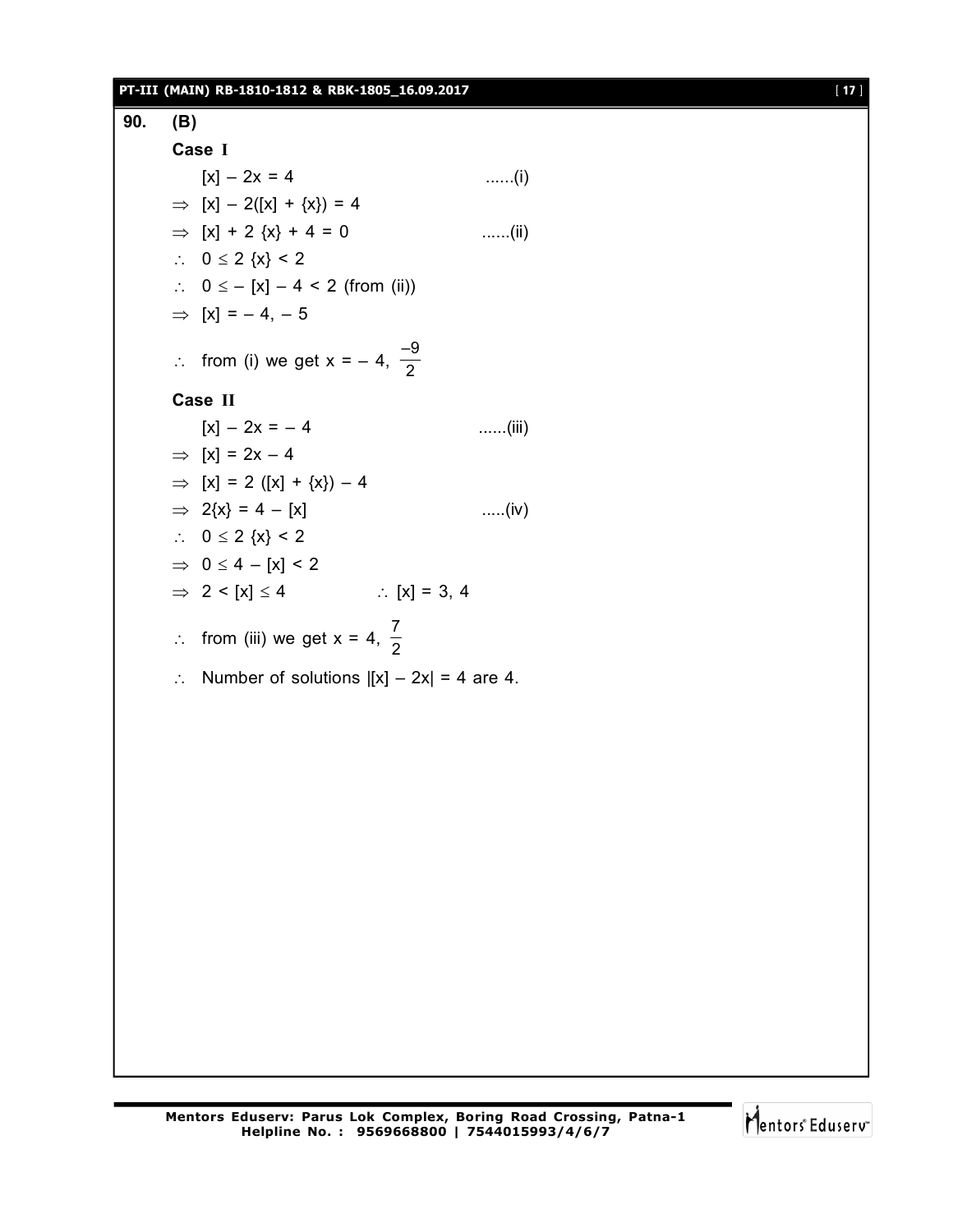**90. (B)**

**Case I**

$[x] - 2x = 4$ ......(i)

$\Rightarrow [x] - 2([x] + \{x\}) = 4$

$\Rightarrow [x] + 2\{x\} + 4 = 0$ ......(ii)

$\therefore 0 \leq 2\{x\} < 2$

$\therefore 0 \leq -[x] - 4 < 2$ (from (ii))

$\Rightarrow [x] = -4, -5$

$\therefore$ from (i) we get $x = -4, \frac{-9}{2}$

**Case II**

$[x] - 2x = -4$ ......(iii)

$\Rightarrow [x] = 2x - 4$

$\Rightarrow [x] = 2([x] + \{x\}) - 4$

$\Rightarrow 2\{x\} = 4 - [x]$ .....(iv)

$\therefore 0 \leq 2\{x\} < 2$

$\Rightarrow 0 \leq 4 - [x] < 2$

$\Rightarrow 2 < [x] \leq 4$ $\quad\therefore [x] = 3, 4$

$\therefore$ from (iii) we get $x = 4, \frac{7}{2}$

$\therefore$ Number of solutions $|[x] - 2x| = 4$ are 4.